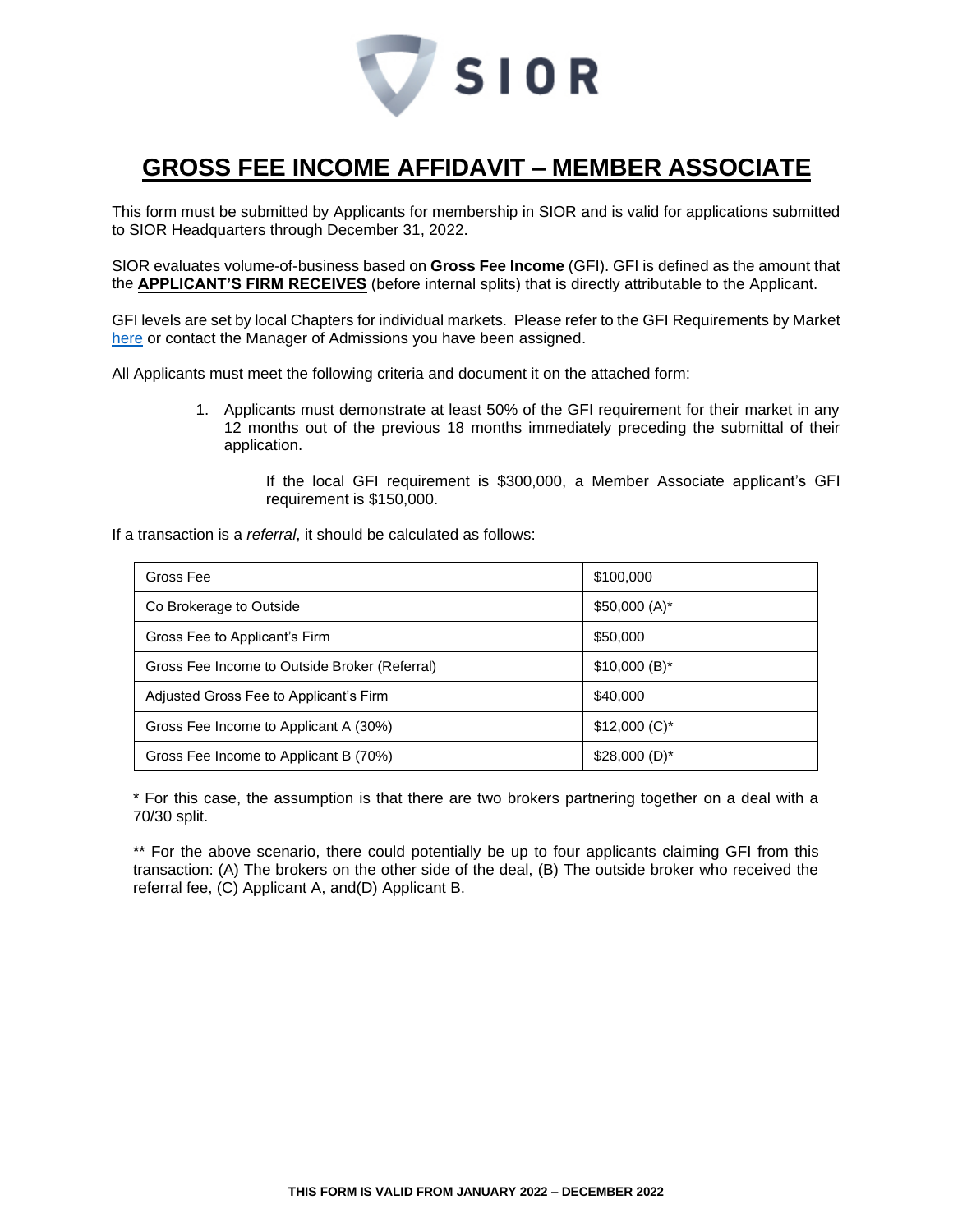SIOR

# GROSS FEE INCOME AFFIDAVIT – MEMBER ASSOCIATE

This form must be submitted by Applicants for membership in SIOR and is valid for applications submitted to SIOR Headquarters through December 31, 2022.

SIOR evaluates volume-of-business based on **Gross Fee Income** (GFI). GFI is defined as the amount that the **APPLICANT'S FIRM RECEIVES** (before internal splits) that is directly attributable to the Applicant.

GFI levels are set by local Chapters for individual markets. Please refer to the GFI Requirements by Market here or contact the Manager of Admissions you have been assigned.

All Applicants must meet the following criteria and document it on the attached form:

1. Applicants must demonstrate at least 50% of the GFI requirement for their market in any 12 months out of the previous 18 months immediately preceding the submittal of their application.

   If the local GFI requirement is $300,000, a Member Associate applicant's GFI requirement is $150,000.

If a transaction is a *referral*, it should be calculated as follows:

| | |
|---|---|
| Gross Fee | $100,000 |
| Co Brokerage to Outside | $50,000 (A)* |
| Gross Fee to Applicant's Firm | $50,000 |
| Gross Fee Income to Outside Broker (Referral) | $10,000 (B)* |
| Adjusted Gross Fee to Applicant's Firm | $40,000 |
| Gross Fee Income to Applicant A (30%) | $12,000 (C)* |
| Gross Fee Income to Applicant B (70%) | $28,000 (D)* |

* For this case, the assumption is that there are two brokers partnering together on a deal with a 70/30 split.

** For the above scenario, there could potentially be up to four applicants claiming GFI from this transaction: (A) The brokers on the other side of the deal, (B) The outside broker who received the referral fee, (C) Applicant A, and(D) Applicant B.

**THIS FORM IS VALID FROM JANUARY 2022 – DECEMBER 2022**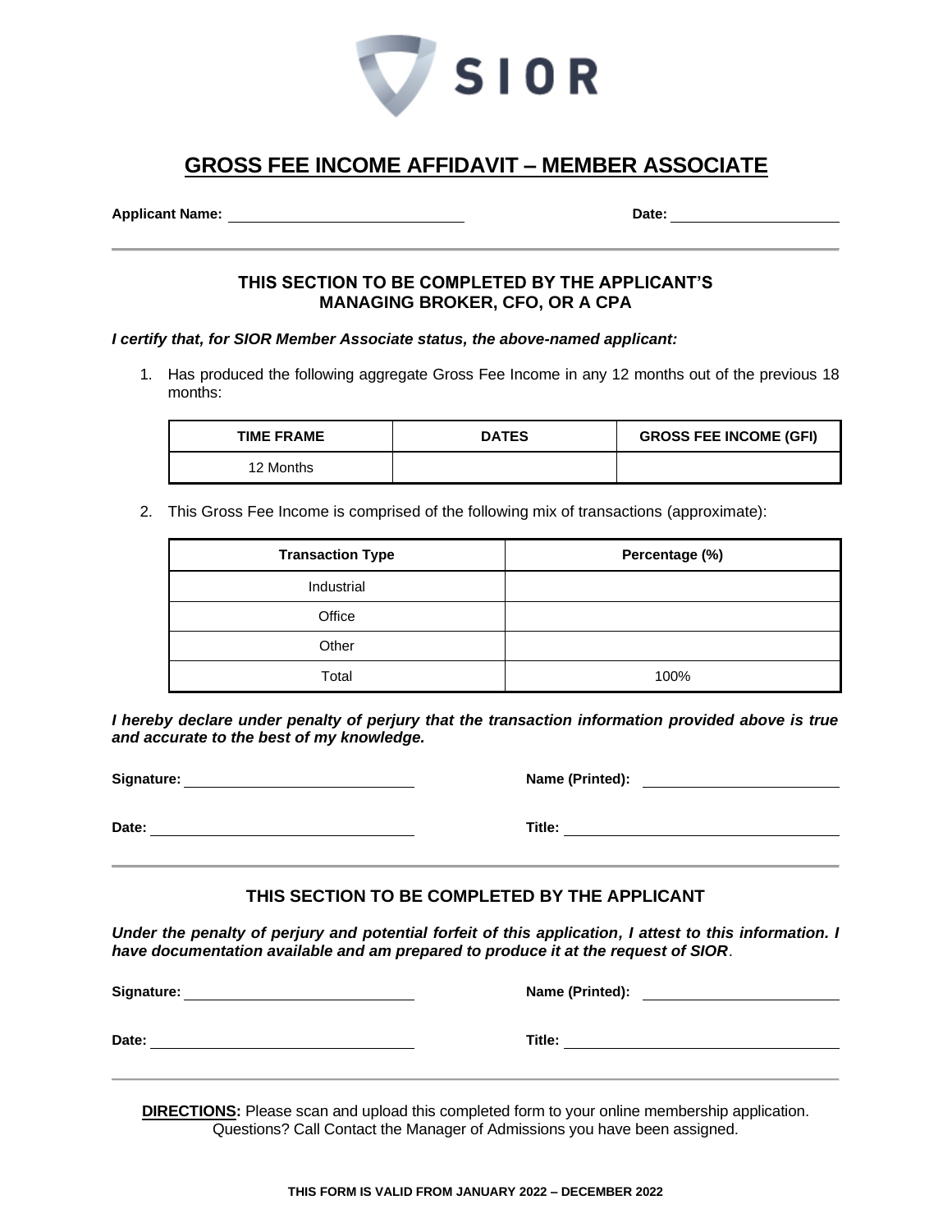SIOR

# GROSS FEE INCOME AFFIDAVIT – MEMBER ASSOCIATE

**Applicant Name:** ______________________________ **Date:** ______________________

---

### THIS SECTION TO BE COMPLETED BY THE APPLICANT'S MANAGING BROKER, CFO, OR A CPA

***I certify that, for SIOR Member Associate status, the above-named applicant:***

1. Has produced the following aggregate Gross Fee Income in any 12 months out of the previous 18 months:

| TIME FRAME | DATES | GROSS FEE INCOME (GFI) |
|---|---|---|
| 12 Months | | |

2. This Gross Fee Income is comprised of the following mix of transactions (approximate):

| Transaction Type | Percentage (%) |
|---|---|
| Industrial | |
| Office | |
| Other | |
| Total | 100% |

***I hereby declare under penalty of perjury that the transaction information provided above is true and accurate to the best of my knowledge.***

**Signature:** ______________________________ **Name (Printed):** ______________________________

**Date:** ______________________________ **Title:** ______________________________

---

### THIS SECTION TO BE COMPLETED BY THE APPLICANT

***Under the penalty of perjury and potential forfeit of this application, I attest to this information. I have documentation available and am prepared to produce it at the request of SIOR***.

**Signature:** ______________________________ **Name (Printed):** ______________________________

**Date:** ______________________________ **Title:** ______________________________

---

**DIRECTIONS:** Please scan and upload this completed form to your online membership application. Questions? Call Contact the Manager of Admissions you have been assigned.

**THIS FORM IS VALID FROM JANUARY 2022 – DECEMBER 2022**